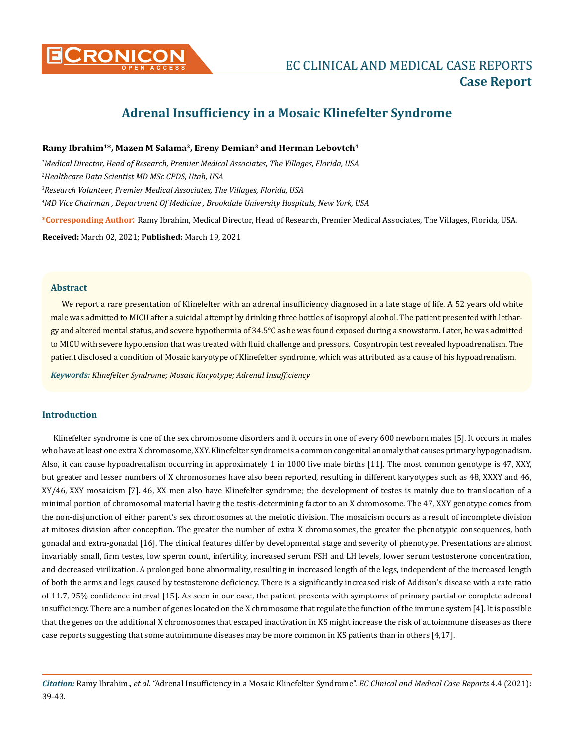# Adrenal Insufficiency in a Mosaic Klinefelter Syndrome

**Ramy Ibrahim[1]*, Mazen M Salama[2], Ereny Demian[3] and Herman Lebovtch[4]**

*[1]Medical Director, Head of Research, Premier Medical Associates, The Villages, Florida, USA*

*[2]Healthcare Data Scientist MD MSc CPDS, Utah, USA*

*[3]Research Volunteer, Premier Medical Associates, The Villages, Florida, USA*

*[4]MD Vice Chairman , Department Of Medicine , Brookdale University Hospitals, New York, USA*

**\*Corresponding Author**: Ramy Ibrahim, Medical Director, Head of Research, Premier Medical Associates, The Villages, Florida, USA.

**Received:** March 02, 2021; **Published:** March 19, 2021

## Abstract

We report a rare presentation of Klinefelter with an adrenal insufficiency diagnosed in a late stage of life. A 52 years old white male was admitted to MICU after a suicidal attempt by drinking three bottles of isopropyl alcohol. The patient presented with lethargy and altered mental status, and severe hypothermia of 34.5°C as he was found exposed during a snowstorm. Later, he was admitted to MICU with severe hypotension that was treated with fluid challenge and pressors. Cosyntropin test revealed hypoadrenalism. The patient disclosed a condition of Mosaic karyotype of Klinefelter syndrome, which was attributed as a cause of his hypoadrenalism.

***Keywords:*** *Klinefelter Syndrome; Mosaic Karyotype; Adrenal Insufficiency*

## Introduction

Klinefelter syndrome is one of the sex chromosome disorders and it occurs in one of every 600 newborn males [5]. It occurs in males who have at least one extra X chromosome, XXY. Klinefelter syndrome is a common congenital anomaly that causes primary hypogonadism. Also, it can cause hypoadrenalism occurring in approximately 1 in 1000 live male births [11]. The most common genotype is 47, XXY, but greater and lesser numbers of X chromosomes have also been reported, resulting in different karyotypes such as 48, XXXY and 46, XY/46, XXY mosaicism [7]. 46, XX men also have Klinefelter syndrome; the development of testes is mainly due to translocation of a minimal portion of chromosomal material having the testis-determining factor to an X chromosome. The 47, XXY genotype comes from the non-disjunction of either parent's sex chromosomes at the meiotic division. The mosaicism occurs as a result of incomplete division at mitoses division after conception. The greater the number of extra X chromosomes, the greater the phenotypic consequences, both gonadal and extra-gonadal [16]. The clinical features differ by developmental stage and severity of phenotype. Presentations are almost invariably small, firm testes, low sperm count, infertility, increased serum FSH and LH levels, lower serum testosterone concentration, and decreased virilization. A prolonged bone abnormality, resulting in increased length of the legs, independent of the increased length of both the arms and legs caused by testosterone deficiency. There is a significantly increased risk of Addison's disease with a rate ratio of 11.7, 95% confidence interval [15]. As seen in our case, the patient presents with symptoms of primary partial or complete adrenal insufficiency. There are a number of genes located on the X chromosome that regulate the function of the immune system [4]. It is possible that the genes on the additional X chromosomes that escaped inactivation in KS might increase the risk of autoimmune diseases as there case reports suggesting that some autoimmune diseases may be more common in KS patients than in others [4,17].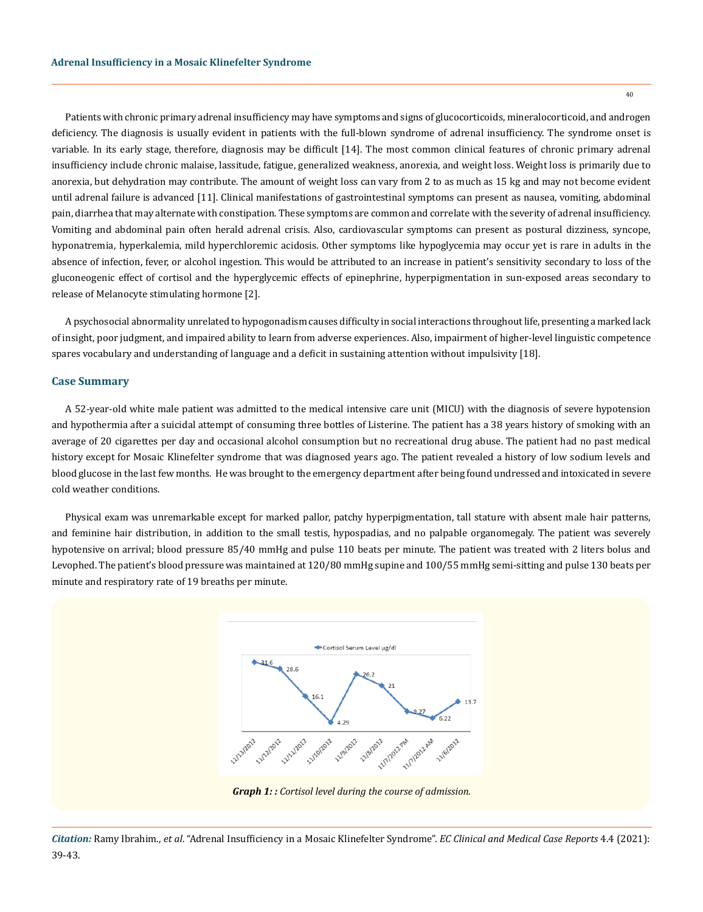Patients with chronic primary adrenal insufficiency may have symptoms and signs of glucocorticoids, mineralocorticoid, and androgen deficiency. The diagnosis is usually evident in patients with the full-blown syndrome of adrenal insufficiency. The syndrome onset is variable. In its early stage, therefore, diagnosis may be difficult [14]. The most common clinical features of chronic primary adrenal insufficiency include chronic malaise, lassitude, fatigue, generalized weakness, anorexia, and weight loss. Weight loss is primarily due to anorexia, but dehydration may contribute. The amount of weight loss can vary from 2 to as much as 15 kg and may not become evident until adrenal failure is advanced [11]. Clinical manifestations of gastrointestinal symptoms can present as nausea, vomiting, abdominal pain, diarrhea that may alternate with constipation. These symptoms are common and correlate with the severity of adrenal insufficiency. Vomiting and abdominal pain often herald adrenal crisis. Also, cardiovascular symptoms can present as postural dizziness, syncope, hyponatremia, hyperkalemia, mild hyperchloremic acidosis. Other symptoms like hypoglycemia may occur yet is rare in adults in the absence of infection, fever, or alcohol ingestion. This would be attributed to an increase in patient's sensitivity secondary to loss of the gluconeogenic effect of cortisol and the hyperglycemic effects of epinephrine, hyperpigmentation in sun-exposed areas secondary to release of Melanocyte stimulating hormone [2].

A psychosocial abnormality unrelated to hypogonadism causes difficulty in social interactions throughout life, presenting a marked lack of insight, poor judgment, and impaired ability to learn from adverse experiences. Also, impairment of higher-level linguistic competence spares vocabulary and understanding of language and a deficit in sustaining attention without impulsivity [18].

## Case Summary

A 52-year-old white male patient was admitted to the medical intensive care unit (MICU) with the diagnosis of severe hypotension and hypothermia after a suicidal attempt of consuming three bottles of Listerine. The patient has a 38 years history of smoking with an average of 20 cigarettes per day and occasional alcohol consumption but no recreational drug abuse. The patient had no past medical history except for Mosaic Klinefelter syndrome that was diagnosed years ago. The patient revealed a history of low sodium levels and blood glucose in the last few months. He was brought to the emergency department after being found undressed and intoxicated in severe cold weather conditions.

Physical exam was unremarkable except for marked pallor, patchy hyperpigmentation, tall stature with absent male hair patterns, and feminine hair distribution, in addition to the small testis, hypospadias, and no palpable organomegaly. The patient was severely hypotensive on arrival; blood pressure 85/40 mmHg and pulse 110 beats per minute. The patient was treated with 2 liters bolus and Levophed. The patient's blood pressure was maintained at 120/80 mmHg supine and 100/55 mmHg semi-sitting and pulse 130 beats per minute and respiratory rate of 19 breaths per minute.

| Date | Cortisol Serum Level μg/dl |
|---|---|
| 11/13/2012 | 31.6 |
| 11/12/2012 | 28.6 |
| 11/11/2012 | 16.1 |
| 11/10/2012 | 4.29 |
| 11/9/2012 | 26.2 |
| 11/8/2012 | 21 |
| 11/7/2012 PM | 9.27 |
| 11/7/2012 AM | 6.22 |
| 11/6/2012 | 13.7 |

***Graph 1: :** Cortisol level during the course of admission.*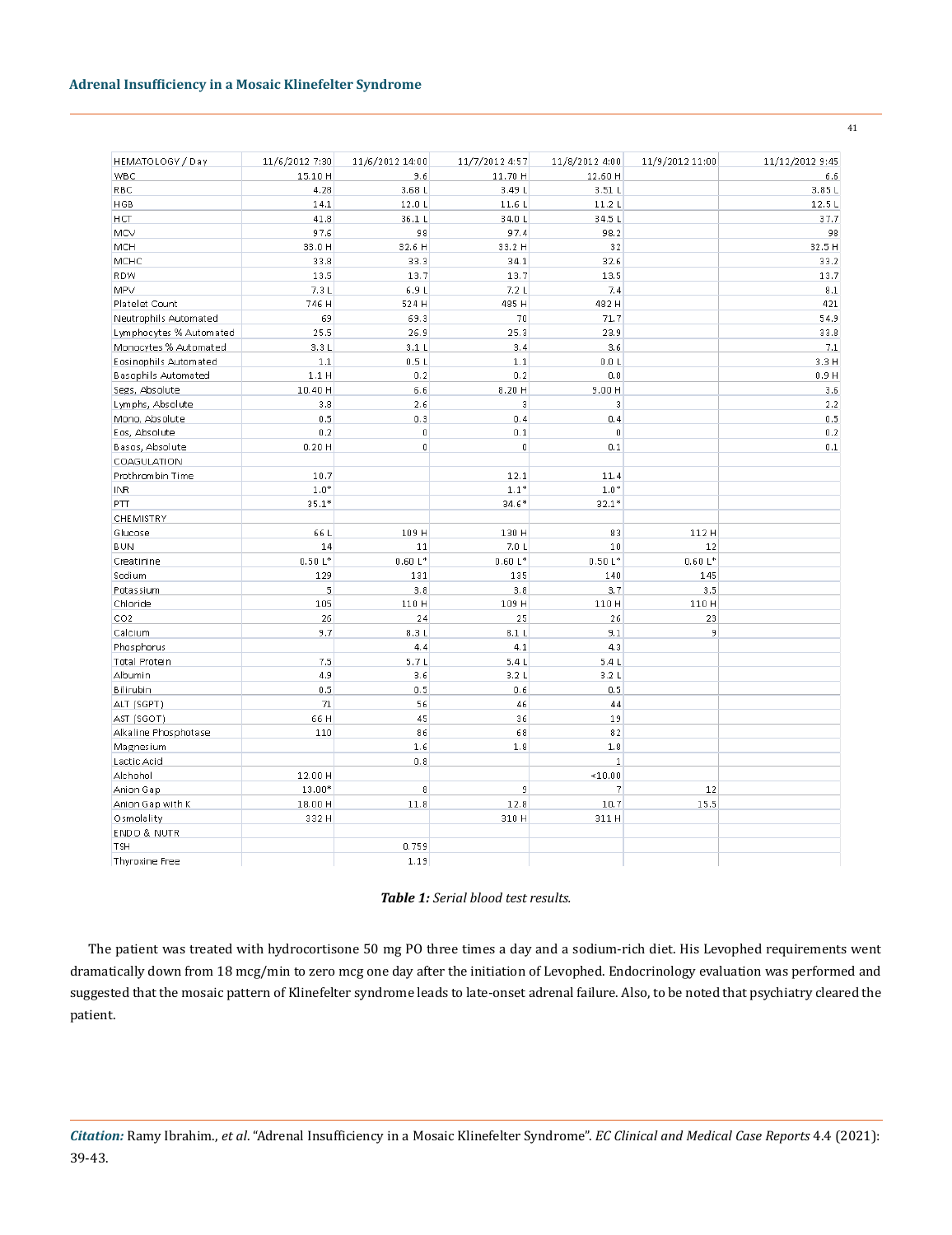| HEMATOLOGY / Day | 11/6/2012 7:30 | 11/6/2012 14:00 | 11/7/2012 4:57 | 11/8/2012 4:00 | 11/9/2012 11:00 | 11/12/2012 9:45 |
|---|---|---|---|---|---|---|
| WBC | 15.10 H | 9.6 | 11.70 H | 12.60 H | | 6.6 |
| RBC | 4.28 | 3.68 L | 3.49 L | 3.51 L | | 3.85 L |
| HGB | 14.1 | 12.0 L | 11.6 L | 11.2 L | | 12.5 L |
| HCT | 41.8 | 36.1 L | 34.0 L | 34.5 L | | 37.7 |
| MCV | 97.6 | 98 | 97.4 | 98.2 | | 98 |
| MCH | 33.0 H | 32.6 H | 33.2 H | 32 | | 32.5 H |
| MCHC | 33.8 | 33.3 | 34.1 | 32.6 | | 33.2 |
| RDW | 13.5 | 13.7 | 13.7 | 13.5 | | 13.7 |
| MPV | 7.3 L | 6.9 L | 7.2 L | 7.4 | | 8.1 |
| Platelet Count | 746 H | 524 H | 495 H | 482 H | | 421 |
| Neutrophils Automated | 69 | 69.3 | 70 | 71.7 | | 54.9 |
| Lymphocytes % Automated | 25.5 | 26.9 | 25.3 | 23.9 | | 33.8 |
| Monocytes % Automated | 3.3 L | 3.1 L | 3.4 | 3.6 | | 7.1 |
| Eosinophils Automated | 1.1 | 0.5 L | 1.1 | 0.0 L | | 3.3 H |
| Basophils Automated | 1.1 H | 0.2 | 0.2 | 0.8 | | 0.9 H |
| Segs, Absolute | 10.40 H | 6.6 | 8.20 H | 9.00 H | | 3.6 |
| Lymphs, Absolute | 3.8 | 2.6 | 3 | 3 | | 2.2 |
| Mono, Absolute | 0.5 | 0.3 | 0.4 | 0.4 | | 0.5 |
| Eos, Absolute | 0.2 | 0 | 0.1 | 0 | | 0.2 |
| Basos, Absolute | 0.20 H | 0 | 0 | 0.1 | | 0.1 |
| COAGULATION | | | | | | |
| Prothrombin Time | 10.7 | | 12.1 | 11.4 | | |
| INR | 1.0* | | 1.1* | 1.0* | | |
| PTT | 35.1* | | 34.6* | 32.1* | | |
| CHEMISTRY | | | | | | |
| Glucose | 66 L | 109 H | 130 H | 83 | 112 H | |
| BUN | 14 | 11 | 7.0 L | 10 | 12 | |
| Creatinine | 0.50 L* | 0.60 L* | 0.60 L* | 0.50 L* | 0.60 L* | |
| Sodium | 129 | 131 | 135 | 140 | 145 | |
| Potassium | 5 | 3.8 | 3.8 | 3.7 | 3.5 | |
| Chloride | 105 | 110 H | 109 H | 110 H | 110 H | |
| CO2 | 26 | 24 | 25 | 26 | 23 | |
| Calcium | 9.7 | 8.3 L | 8.1 L | 9.1 | 9 | |
| Phosphorus | | 4.4 | 4.1 | 4.3 | | |
| Total Protein | 7.5 | 5.7 L | 5.4 L | 5.4 L | | |
| Albumin | 4.9 | 3.6 | 3.2 L | 3.2 L | | |
| Bilirubin | 0.5 | 0.5 | 0.6 | 0.5 | | |
| ALT (SGPT) | 71 | 56 | 46 | 44 | | |
| AST (SGOT) | 66 H | 45 | 36 | 19 | | |
| Alkaline Phosphatase | 110 | 86 | 68 | 82 | | |
| Magnesium | | 1.6 | 1.8 | 1.8 | | |
| Lactic Acid | | 0.8 | | 1 | | |
| Alchohol | 12.00 H | | | <10.00 | | |
| Anion Gap | 13.00* | 8 | 9 | 7 | 12 | |
| Anion Gap with K | 18.00 H | 11.8 | 12.8 | 10.7 | 15.5 | |
| Osmolality | 332 H | | 310 H | 311 H | | |
| ENDO & NUTR | | | | | | |
| TSH | | 0.759 | | | | |
| Thyroxine Free | | 1.19 | | | | |

***Table 1:*** *Serial blood test results.*

The patient was treated with hydrocortisone 50 mg PO three times a day and a sodium-rich diet. His Levophed requirements went dramatically down from 18 mcg/min to zero mcg one day after the initiation of Levophed. Endocrinology evaluation was performed and suggested that the mosaic pattern of Klinefelter syndrome leads to late-onset adrenal failure. Also, to be noted that psychiatry cleared the patient.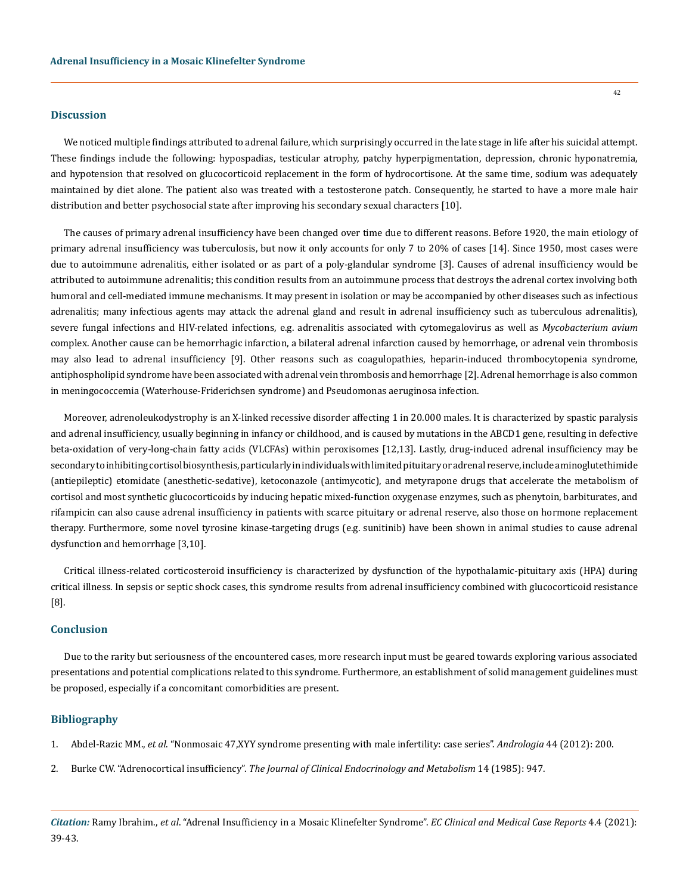## Discussion

We noticed multiple findings attributed to adrenal failure, which surprisingly occurred in the late stage in life after his suicidal attempt. These findings include the following: hypospadias, testicular atrophy, patchy hyperpigmentation, depression, chronic hyponatremia, and hypotension that resolved on glucocorticoid replacement in the form of hydrocortisone. At the same time, sodium was adequately maintained by diet alone. The patient also was treated with a testosterone patch. Consequently, he started to have a more male hair distribution and better psychosocial state after improving his secondary sexual characters [10].

The causes of primary adrenal insufficiency have been changed over time due to different reasons. Before 1920, the main etiology of primary adrenal insufficiency was tuberculosis, but now it only accounts for only 7 to 20% of cases [14]. Since 1950, most cases were due to autoimmune adrenalitis, either isolated or as part of a poly-glandular syndrome [3]. Causes of adrenal insufficiency would be attributed to autoimmune adrenalitis; this condition results from an autoimmune process that destroys the adrenal cortex involving both humoral and cell-mediated immune mechanisms. It may present in isolation or may be accompanied by other diseases such as infectious adrenalitis; many infectious agents may attack the adrenal gland and result in adrenal insufficiency such as tuberculous adrenalitis), severe fungal infections and HIV-related infections, e.g. adrenalitis associated with cytomegalovirus as well as *Mycobacterium avium* complex. Another cause can be hemorrhagic infarction, a bilateral adrenal infarction caused by hemorrhage, or adrenal vein thrombosis may also lead to adrenal insufficiency [9]. Other reasons such as coagulopathies, heparin-induced thrombocytopenia syndrome, antiphospholipid syndrome have been associated with adrenal vein thrombosis and hemorrhage [2]. Adrenal hemorrhage is also common in meningococcemia (Waterhouse-Friderichsen syndrome) and Pseudomonas aeruginosa infection.

Moreover, adrenoleukodystrophy is an X-linked recessive disorder affecting 1 in 20.000 males. It is characterized by spastic paralysis and adrenal insufficiency, usually beginning in infancy or childhood, and is caused by mutations in the ABCD1 gene, resulting in defective beta-oxidation of very-long-chain fatty acids (VLCFAs) within peroxisomes [12,13]. Lastly, drug-induced adrenal insufficiency may be secondary to inhibiting cortisol biosynthesis, particularly in individuals with limited pituitary or adrenal reserve, include aminoglutethimide (antiepileptic) etomidate (anesthetic-sedative), ketoconazole (antimycotic), and metyrapone drugs that accelerate the metabolism of cortisol and most synthetic glucocorticoids by inducing hepatic mixed-function oxygenase enzymes, such as phenytoin, barbiturates, and rifampicin can also cause adrenal insufficiency in patients with scarce pituitary or adrenal reserve, also those on hormone replacement therapy. Furthermore, some novel tyrosine kinase-targeting drugs (e.g. sunitinib) have been shown in animal studies to cause adrenal dysfunction and hemorrhage [3,10].

Critical illness-related corticosteroid insufficiency is characterized by dysfunction of the hypothalamic-pituitary axis (HPA) during critical illness. In sepsis or septic shock cases, this syndrome results from adrenal insufficiency combined with glucocorticoid resistance [8].

## Conclusion

Due to the rarity but seriousness of the encountered cases, more research input must be geared towards exploring various associated presentations and potential complications related to this syndrome. Furthermore, an establishment of solid management guidelines must be proposed, especially if a concomitant comorbidities are present.

## Bibliography

1. Abdel-Razic MM., *et al.* "Nonmosaic 47,XYY syndrome presenting with male infertility: case series". *Andrologia* 44 (2012): 200.
2. Burke CW. "Adrenocortical insufficiency". *The Journal of Clinical Endocrinology and Metabolism* 14 (1985): 947.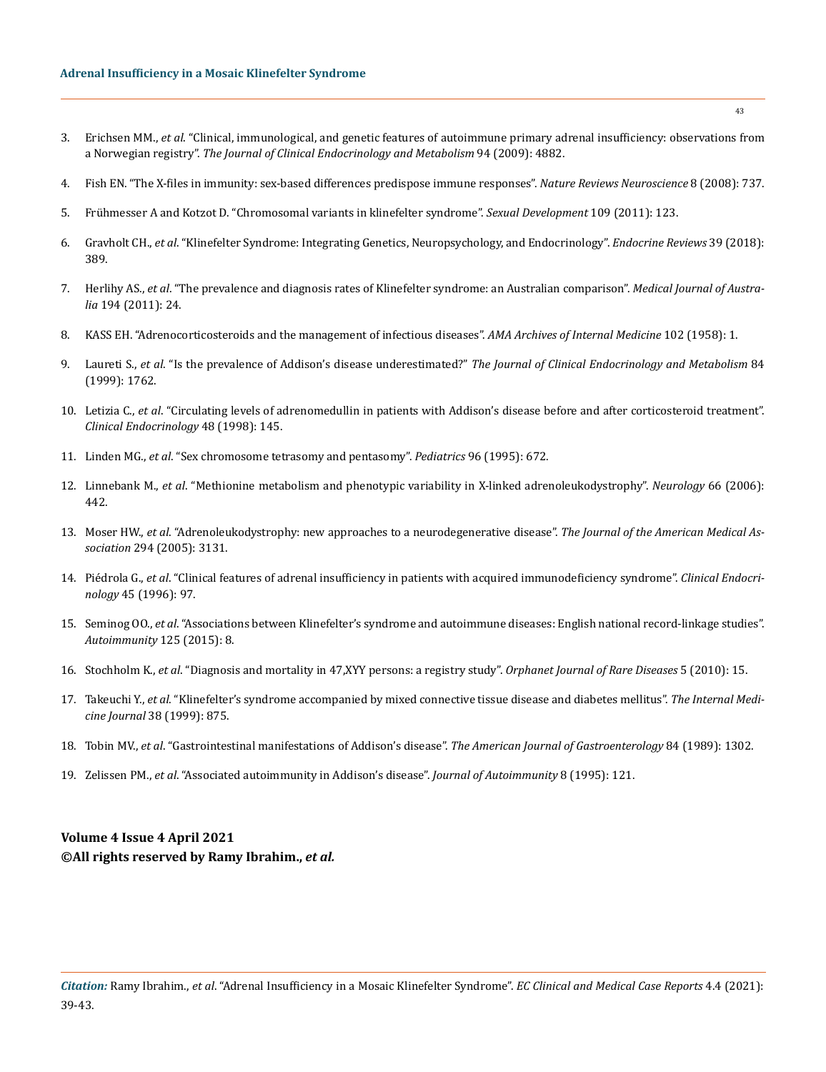3. Erichsen MM., *et al*. "Clinical, immunological, and genetic features of autoimmune primary adrenal insufficiency: observations from a Norwegian registry". *The Journal of Clinical Endocrinology and Metabolism* 94 (2009): 4882.

4. Fish EN. "The X-files in immunity: sex-based differences predispose immune responses". *Nature Reviews Neuroscience* 8 (2008): 737.

5. Frühmesser A and Kotzot D. "Chromosomal variants in klinefelter syndrome". *Sexual Development* 109 (2011): 123.

6. Gravholt CH., *et al*. "Klinefelter Syndrome: Integrating Genetics, Neuropsychology, and Endocrinology". *Endocrine Reviews* 39 (2018): 389.

7. Herlihy AS., *et al*. "The prevalence and diagnosis rates of Klinefelter syndrome: an Australian comparison". *Medical Journal of Australia* 194 (2011): 24.

8. KASS EH. "Adrenocorticosteroids and the management of infectious diseases". *AMA Archives of Internal Medicine* 102 (1958): 1.

9. Laureti S., *et al*. "Is the prevalence of Addison's disease underestimated?" *The Journal of Clinical Endocrinology and Metabolism* 84 (1999): 1762.

10. Letizia C., *et al*. "Circulating levels of adrenomedullin in patients with Addison's disease before and after corticosteroid treatment". *Clinical Endocrinology* 48 (1998): 145.

11. Linden MG., *et al*. "Sex chromosome tetrasomy and pentasomy". *Pediatrics* 96 (1995): 672.

12. Linnebank M., *et al*. "Methionine metabolism and phenotypic variability in X-linked adrenoleukodystrophy". *Neurology* 66 (2006): 442.

13. Moser HW., *et al*. "Adrenoleukodystrophy: new approaches to a neurodegenerative disease". *The Journal of the American Medical Association* 294 (2005): 3131.

14. Piédrola G., *et al*. "Clinical features of adrenal insufficiency in patients with acquired immunodeficiency syndrome". *Clinical Endocrinology* 45 (1996): 97.

15. Seminog OO., *et al*. "Associations between Klinefelter's syndrome and autoimmune diseases: English national record-linkage studies". *Autoimmunity* 125 (2015): 8.

16. Stochholm K., *et al*. "Diagnosis and mortality in 47,XYY persons: a registry study". *Orphanet Journal of Rare Diseases* 5 (2010): 15.

17. Takeuchi Y., *et al*. "Klinefelter's syndrome accompanied by mixed connective tissue disease and diabetes mellitus". *The Internal Medicine Journal* 38 (1999): 875.

18. Tobin MV., *et al*. "Gastrointestinal manifestations of Addison's disease". *The American Journal of Gastroenterology* 84 (1989): 1302.

19. Zelissen PM., *et al*. "Associated autoimmunity in Addison's disease". *Journal of Autoimmunity* 8 (1995): 121.

**Volume 4 Issue 4 April 2021**
**©All rights reserved by Ramy Ibrahim., *et al.***